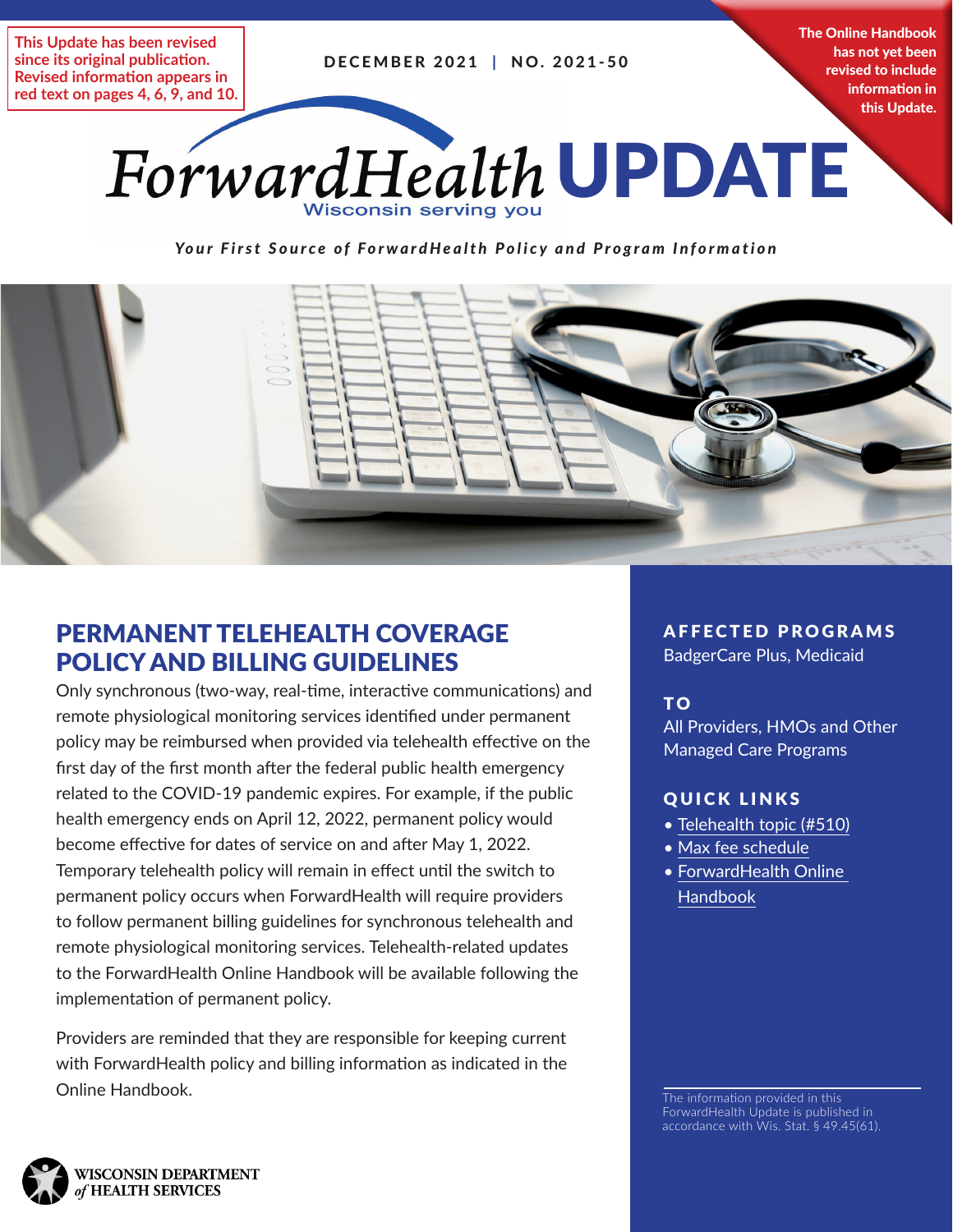This Update has been revised since its original publication. Revised information appears in red text on pages 4, 6, 9, and 10.

DECEMBER 2021 | NO. 2021-50

The Online Handbook has not yet been revised to include information in this Update.

# ForwardHealth UPDATE

Wisconsin serving you

*Your First Source of ForwardHealth Policy and Program Information*

## PERMANENT TELEHEALTH COVERAGE POLICY AND BILLING GUIDELINES

Only synchronous (two-way, real-time, interactive communications) and remote physiological monitoring services identified under permanent policy may be reimbursed when provided via telehealth effective on the first day of the first month after the federal public health emergency related to the COVID-19 pandemic expires. For example, if the public health emergency ends on April 12, 2022, permanent policy would become effective for dates of service on and after May 1, 2022. Temporary telehealth policy will remain in effect until the switch to permanent policy occurs when ForwardHealth will require providers to follow permanent billing guidelines for synchronous telehealth and remote physiological monitoring services. Telehealth-related updates to the ForwardHealth Online Handbook will be available following the implementation of permanent policy.

Providers are reminded that they are responsible for keeping current with ForwardHealth policy and billing information as indicated in the Online Handbook.

**AFFECTED PROGRAMS**

BadgerCare Plus, Medicaid

**TO**

All Providers, HMOs and Other Managed Care Programs

**QUICK LINKS**

- Telehealth topic (#510)
- Max fee schedule
- ForwardHealth Online Handbook

The information provided in this ForwardHealth Update is published in accordance with Wis. Stat. § 49.45(61).

WISCONSIN DEPARTMENT of HEALTH SERVICES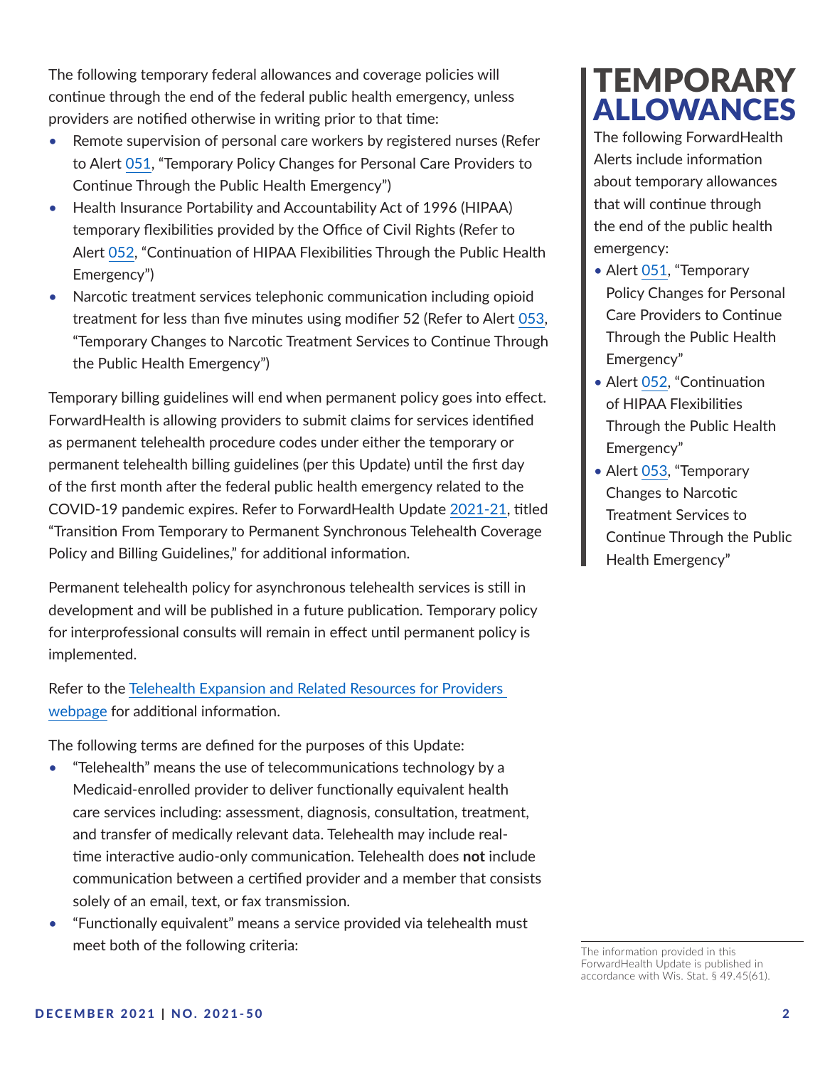The following temporary federal allowances and coverage policies will continue through the end of the federal public health emergency, unless providers are notified otherwise in writing prior to that time:

- Remote supervision of personal care workers by registered nurses (Refer to Alert 051, "Temporary Policy Changes for Personal Care Providers to Continue Through the Public Health Emergency")
- Health Insurance Portability and Accountability Act of 1996 (HIPAA) temporary flexibilities provided by the Office of Civil Rights (Refer to Alert 052, "Continuation of HIPAA Flexibilities Through the Public Health Emergency")
- Narcotic treatment services telephonic communication including opioid treatment for less than five minutes using modifier 52 (Refer to Alert 053, "Temporary Changes to Narcotic Treatment Services to Continue Through the Public Health Emergency")

Temporary billing guidelines will end when permanent policy goes into effect. ForwardHealth is allowing providers to submit claims for services identified as permanent telehealth procedure codes under either the temporary or permanent telehealth billing guidelines (per this Update) until the first day of the first month after the federal public health emergency related to the COVID-19 pandemic expires. Refer to ForwardHealth Update 2021-21, titled "Transition From Temporary to Permanent Synchronous Telehealth Coverage Policy and Billing Guidelines," for additional information.

Permanent telehealth policy for asynchronous telehealth services is still in development and will be published in a future publication. Temporary policy for interprofessional consults will remain in effect until permanent policy is implemented.

Refer to the Telehealth Expansion and Related Resources for Providers webpage for additional information.

The following terms are defined for the purposes of this Update:

- "Telehealth" means the use of telecommunications technology by a Medicaid-enrolled provider to deliver functionally equivalent health care services including: assessment, diagnosis, consultation, treatment, and transfer of medically relevant data. Telehealth may include real-time interactive audio-only communication. Telehealth does **not** include communication between a certified provider and a member that consists solely of an email, text, or fax transmission.
- "Functionally equivalent" means a service provided via telehealth must meet both of the following criteria:

## TEMPORARY ALLOWANCES

The following ForwardHealth Alerts include information about temporary allowances that will continue through the end of the public health emergency:

- Alert 051, "Temporary Policy Changes for Personal Care Providers to Continue Through the Public Health Emergency"
- Alert 052, "Continuation of HIPAA Flexibilities Through the Public Health Emergency"
- Alert 053, "Temporary Changes to Narcotic Treatment Services to Continue Through the Public Health Emergency"

The information provided in this ForwardHealth Update is published in accordance with Wis. Stat. § 49.45(61).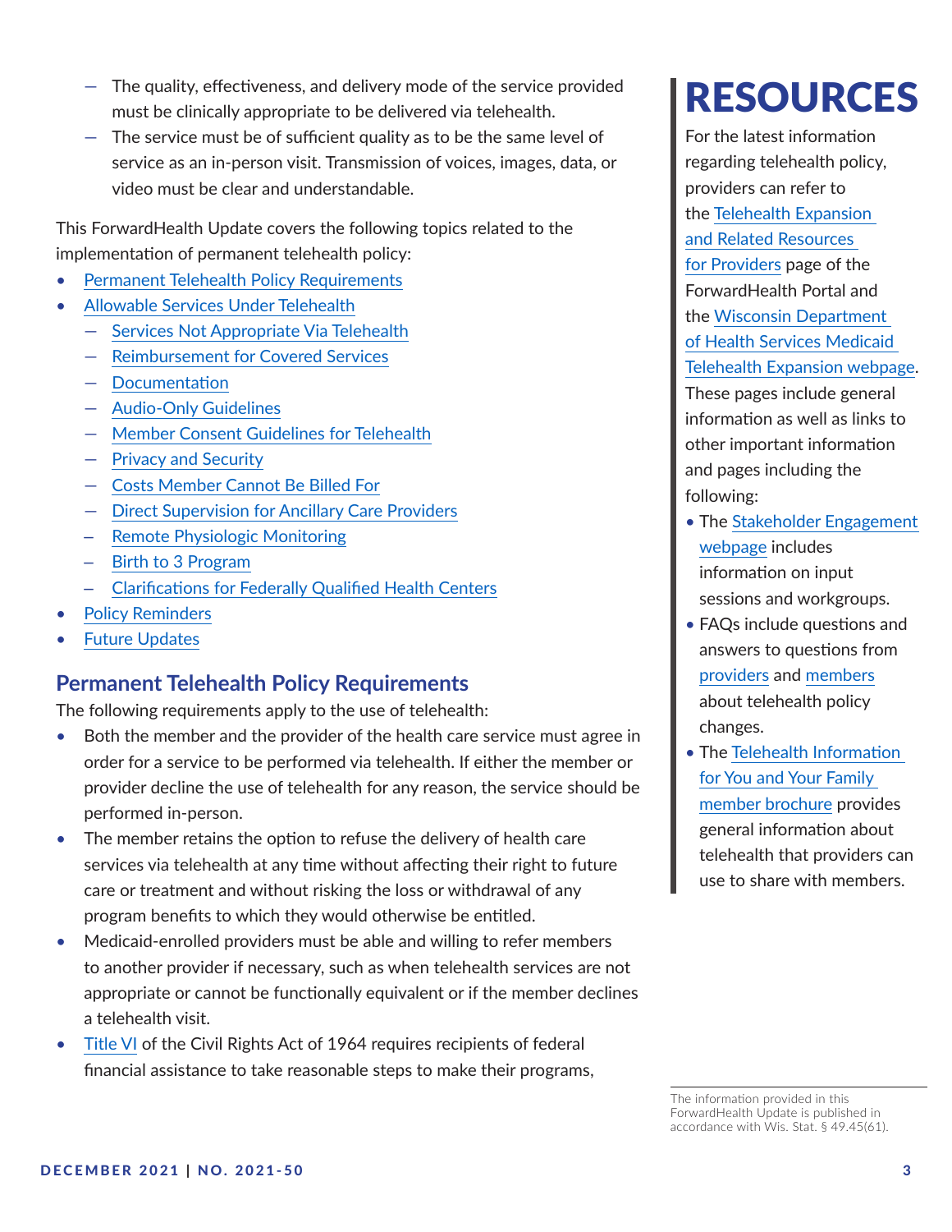- The quality, effectiveness, and delivery mode of the service provided must be clinically appropriate to be delivered via telehealth.
- The service must be of sufficient quality as to be the same level of service as an in-person visit. Transmission of voices, images, data, or video must be clear and understandable.

This ForwardHealth Update covers the following topics related to the implementation of permanent telehealth policy:

- Permanent Telehealth Policy Requirements
- Allowable Services Under Telehealth
  - Services Not Appropriate Via Telehealth
  - Reimbursement for Covered Services
  - Documentation
  - Audio-Only Guidelines
  - Member Consent Guidelines for Telehealth
  - Privacy and Security
  - Costs Member Cannot Be Billed For
  - Direct Supervision for Ancillary Care Providers
  - Remote Physiologic Monitoring
  - Birth to 3 Program
  - Clarifications for Federally Qualified Health Centers
- Policy Reminders
- Future Updates

## Permanent Telehealth Policy Requirements

The following requirements apply to the use of telehealth:

- Both the member and the provider of the health care service must agree in order for a service to be performed via telehealth. If either the member or provider decline the use of telehealth for any reason, the service should be performed in-person.
- The member retains the option to refuse the delivery of health care services via telehealth at any time without affecting their right to future care or treatment and without risking the loss or withdrawal of any program benefits to which they would otherwise be entitled.
- Medicaid-enrolled providers must be able and willing to refer members to another provider if necessary, such as when telehealth services are not appropriate or cannot be functionally equivalent or if the member declines a telehealth visit.
- Title VI of the Civil Rights Act of 1964 requires recipients of federal financial assistance to take reasonable steps to make their programs,

# RESOURCES

For the latest information regarding telehealth policy, providers can refer to the Telehealth Expansion and Related Resources for Providers page of the ForwardHealth Portal and the Wisconsin Department of Health Services Medicaid Telehealth Expansion webpage. These pages include general information as well as links to other important information and pages including the following:

- The Stakeholder Engagement webpage includes information on input sessions and workgroups.
- FAQs include questions and answers to questions from providers and members about telehealth policy changes.
- The Telehealth Information for You and Your Family member brochure provides general information about telehealth that providers can use to share with members.

The information provided in this ForwardHealth Update is published in accordance with Wis. Stat. § 49.45(61).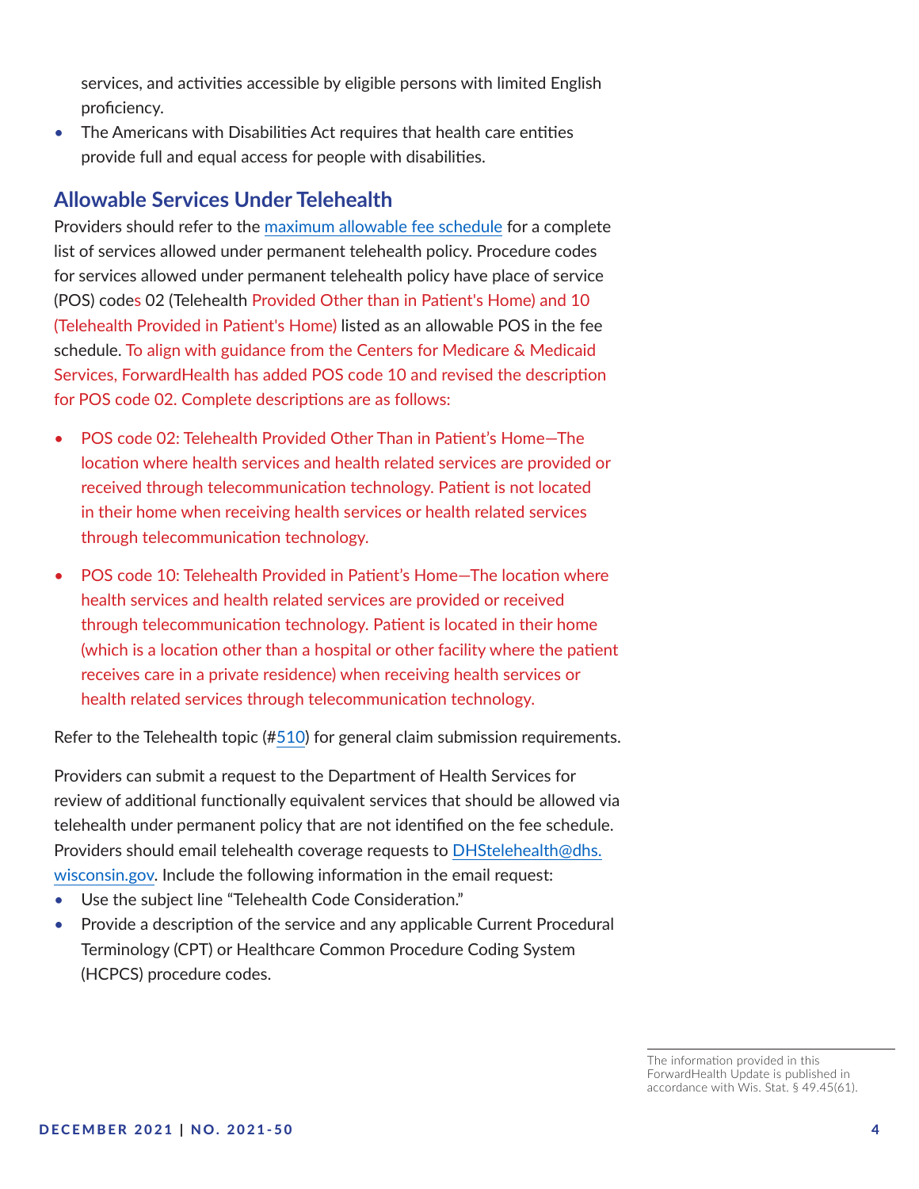services, and activities accessible by eligible persons with limited English proficiency.

- The Americans with Disabilities Act requires that health care entities provide full and equal access for people with disabilities.

## Allowable Services Under Telehealth

Providers should refer to the [maximum allowable fee schedule](#) for a complete list of services allowed under permanent telehealth policy. Procedure codes for services allowed under permanent telehealth policy have place of service (POS) codes 02 (Telehealth Provided Other than in Patient's Home) and 10 (Telehealth Provided in Patient's Home) listed as an allowable POS in the fee schedule. To align with guidance from the Centers for Medicare & Medicaid Services, ForwardHealth has added POS code 10 and revised the description for POS code 02. Complete descriptions are as follows:

- POS code 02: Telehealth Provided Other Than in Patient's Home—The location where health services and health related services are provided or received through telecommunication technology. Patient is not located in their home when receiving health services or health related services through telecommunication technology.
- POS code 10: Telehealth Provided in Patient's Home—The location where health services and health related services are provided or received through telecommunication technology. Patient is located in their home (which is a location other than a hospital or other facility where the patient receives care in a private residence) when receiving health services or health related services through telecommunication technology.

Refer to the Telehealth topic (#510) for general claim submission requirements.

Providers can submit a request to the Department of Health Services for review of additional functionally equivalent services that should be allowed via telehealth under permanent policy that are not identified on the fee schedule. Providers should email telehealth coverage requests to DHStelehealth@dhs.wisconsin.gov. Include the following information in the email request:

- Use the subject line "Telehealth Code Consideration."
- Provide a description of the service and any applicable Current Procedural Terminology (CPT) or Healthcare Common Procedure Coding System (HCPCS) procedure codes.

The information provided in this ForwardHealth Update is published in accordance with Wis. Stat. § 49.45(61).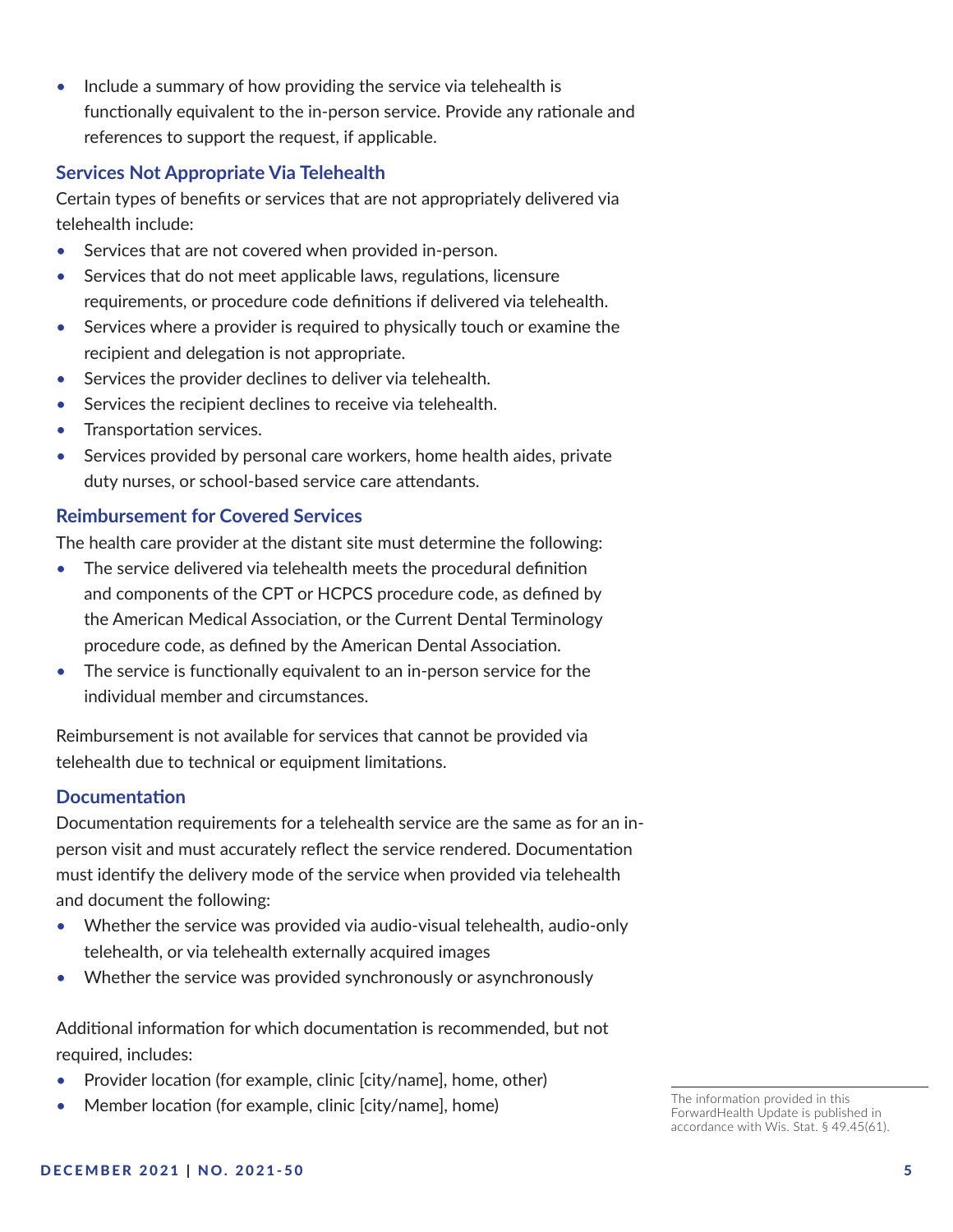- Include a summary of how providing the service via telehealth is functionally equivalent to the in-person service. Provide any rationale and references to support the request, if applicable.

### Services Not Appropriate Via Telehealth

Certain types of benefits or services that are not appropriately delivered via telehealth include:

- Services that are not covered when provided in-person.
- Services that do not meet applicable laws, regulations, licensure requirements, or procedure code definitions if delivered via telehealth.
- Services where a provider is required to physically touch or examine the recipient and delegation is not appropriate.
- Services the provider declines to deliver via telehealth.
- Services the recipient declines to receive via telehealth.
- Transportation services.
- Services provided by personal care workers, home health aides, private duty nurses, or school-based service care attendants.

### Reimbursement for Covered Services

The health care provider at the distant site must determine the following:

- The service delivered via telehealth meets the procedural definition and components of the CPT or HCPCS procedure code, as defined by the American Medical Association, or the Current Dental Terminology procedure code, as defined by the American Dental Association.
- The service is functionally equivalent to an in-person service for the individual member and circumstances.

Reimbursement is not available for services that cannot be provided via telehealth due to technical or equipment limitations.

### Documentation

Documentation requirements for a telehealth service are the same as for an in-person visit and must accurately reflect the service rendered. Documentation must identify the delivery mode of the service when provided via telehealth and document the following:

- Whether the service was provided via audio-visual telehealth, audio-only telehealth, or via telehealth externally acquired images
- Whether the service was provided synchronously or asynchronously

Additional information for which documentation is recommended, but not required, includes:

- Provider location (for example, clinic [city/name], home, other)
- Member location (for example, clinic [city/name], home)

The information provided in this ForwardHealth Update is published in accordance with Wis. Stat. § 49.45(61).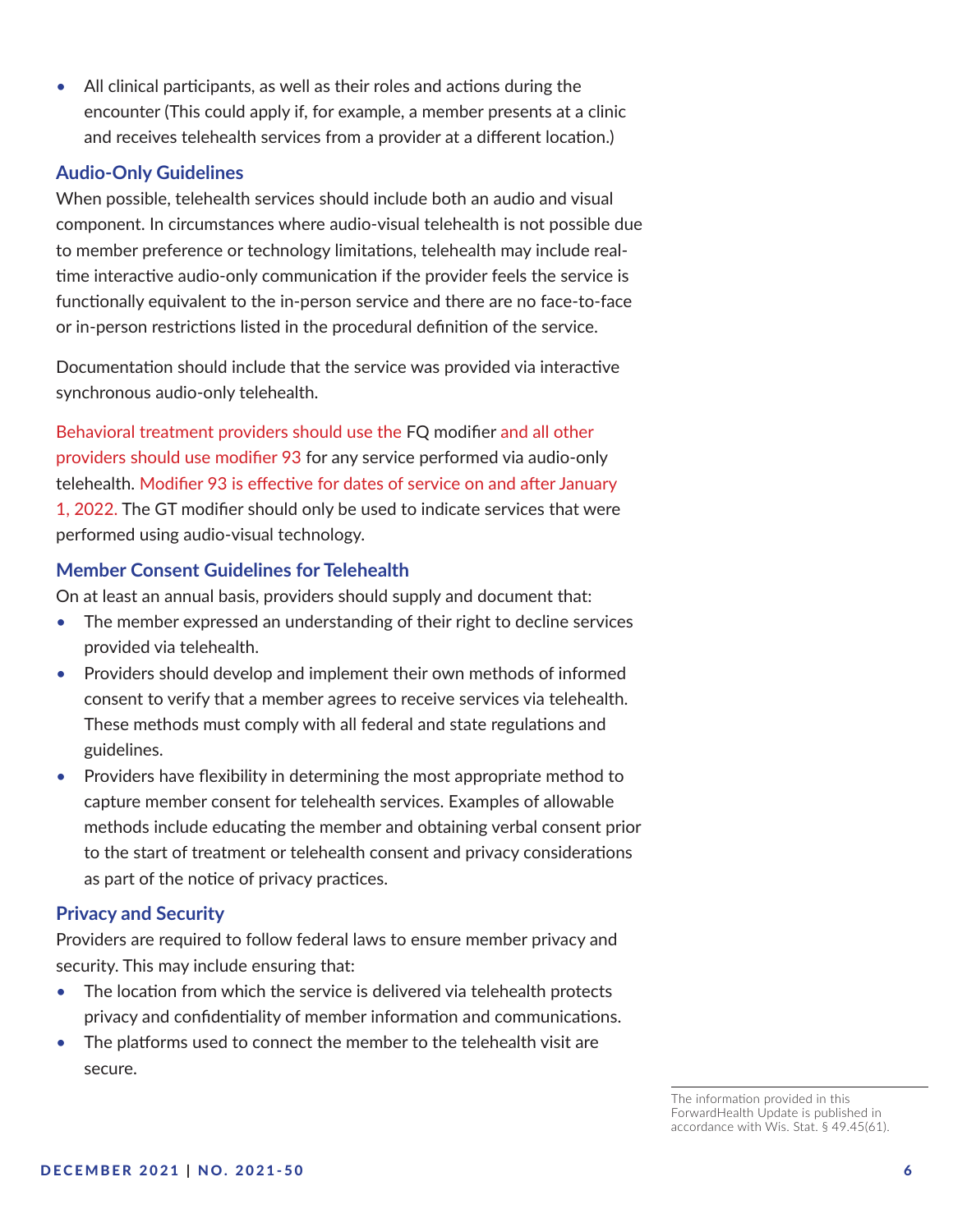- All clinical participants, as well as their roles and actions during the encounter (This could apply if, for example, a member presents at a clinic and receives telehealth services from a provider at a different location.)

### Audio-Only Guidelines

When possible, telehealth services should include both an audio and visual component. In circumstances where audio-visual telehealth is not possible due to member preference or technology limitations, telehealth may include real-time interactive audio-only communication if the provider feels the service is functionally equivalent to the in-person service and there are no face-to-face or in-person restrictions listed in the procedural definition of the service.

Documentation should include that the service was provided via interactive synchronous audio-only telehealth.

Behavioral treatment providers should use the FQ modifier and all other providers should use modifier 93 for any service performed via audio-only telehealth. Modifier 93 is effective for dates of service on and after January 1, 2022. The GT modifier should only be used to indicate services that were performed using audio-visual technology.

### Member Consent Guidelines for Telehealth

On at least an annual basis, providers should supply and document that:

- The member expressed an understanding of their right to decline services provided via telehealth.
- Providers should develop and implement their own methods of informed consent to verify that a member agrees to receive services via telehealth. These methods must comply with all federal and state regulations and guidelines.
- Providers have flexibility in determining the most appropriate method to capture member consent for telehealth services. Examples of allowable methods include educating the member and obtaining verbal consent prior to the start of treatment or telehealth consent and privacy considerations as part of the notice of privacy practices.

### Privacy and Security

Providers are required to follow federal laws to ensure member privacy and security. This may include ensuring that:

- The location from which the service is delivered via telehealth protects privacy and confidentiality of member information and communications.
- The platforms used to connect the member to the telehealth visit are secure.

The information provided in this ForwardHealth Update is published in accordance with Wis. Stat. § 49.45(61).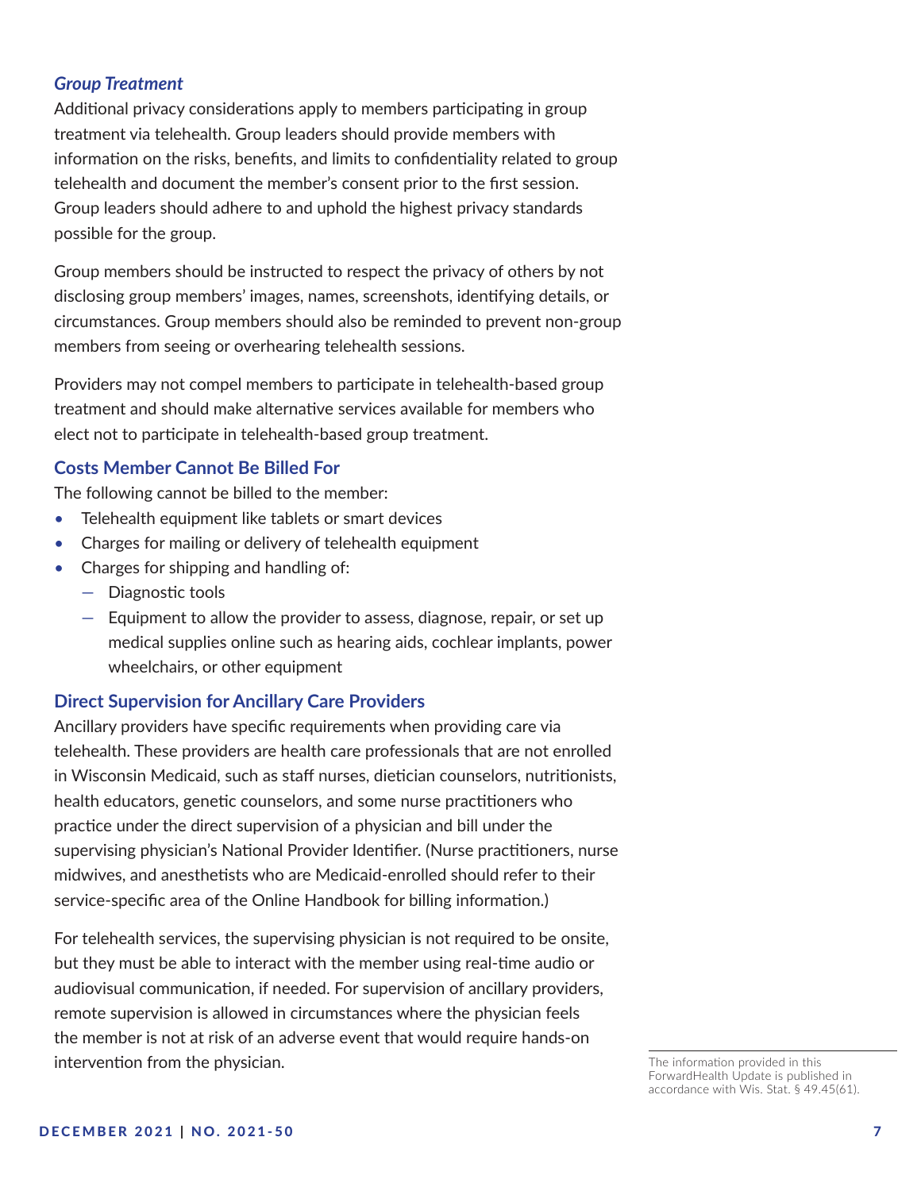### *Group Treatment*

Additional privacy considerations apply to members participating in group treatment via telehealth. Group leaders should provide members with information on the risks, benefits, and limits to confidentiality related to group telehealth and document the member's consent prior to the first session. Group leaders should adhere to and uphold the highest privacy standards possible for the group.

Group members should be instructed to respect the privacy of others by not disclosing group members' images, names, screenshots, identifying details, or circumstances. Group members should also be reminded to prevent non-group members from seeing or overhearing telehealth sessions.

Providers may not compel members to participate in telehealth-based group treatment and should make alternative services available for members who elect not to participate in telehealth-based group treatment.

## Costs Member Cannot Be Billed For

The following cannot be billed to the member:

- Telehealth equipment like tablets or smart devices
- Charges for mailing or delivery of telehealth equipment
- Charges for shipping and handling of:
  - Diagnostic tools
  - Equipment to allow the provider to assess, diagnose, repair, or set up medical supplies online such as hearing aids, cochlear implants, power wheelchairs, or other equipment

## Direct Supervision for Ancillary Care Providers

Ancillary providers have specific requirements when providing care via telehealth. These providers are health care professionals that are not enrolled in Wisconsin Medicaid, such as staff nurses, dietician counselors, nutritionists, health educators, genetic counselors, and some nurse practitioners who practice under the direct supervision of a physician and bill under the supervising physician's National Provider Identifier. (Nurse practitioners, nurse midwives, and anesthetists who are Medicaid-enrolled should refer to their service-specific area of the Online Handbook for billing information.)

For telehealth services, the supervising physician is not required to be onsite, but they must be able to interact with the member using real-time audio or audiovisual communication, if needed. For supervision of ancillary providers, remote supervision is allowed in circumstances where the physician feels the member is not at risk of an adverse event that would require hands-on intervention from the physician.

The information provided in this ForwardHealth Update is published in accordance with Wis. Stat. § 49.45(61).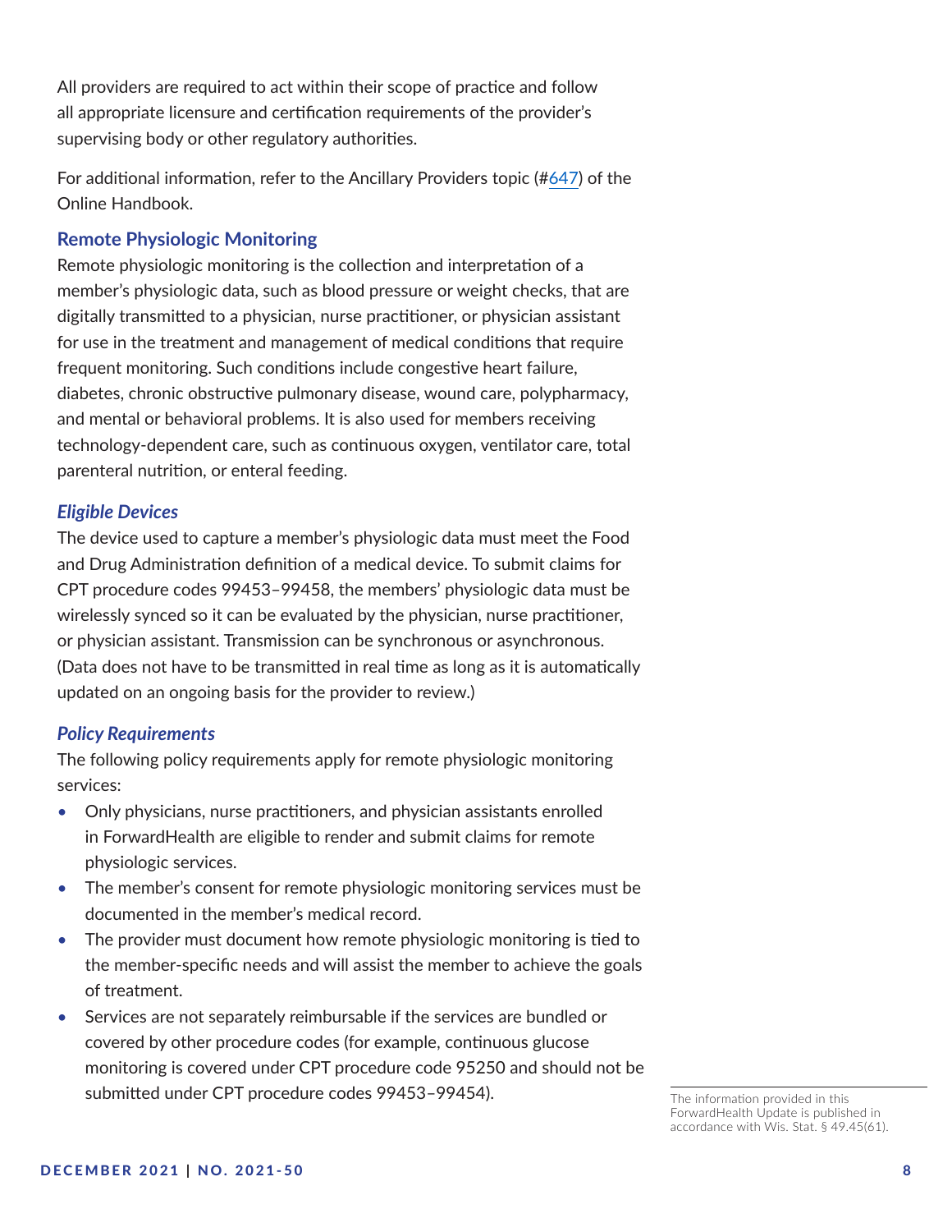All providers are required to act within their scope of practice and follow all appropriate licensure and certification requirements of the provider's supervising body or other regulatory authorities.

For additional information, refer to the Ancillary Providers topic (#647) of the Online Handbook.

## Remote Physiologic Monitoring

Remote physiologic monitoring is the collection and interpretation of a member's physiologic data, such as blood pressure or weight checks, that are digitally transmitted to a physician, nurse practitioner, or physician assistant for use in the treatment and management of medical conditions that require frequent monitoring. Such conditions include congestive heart failure, diabetes, chronic obstructive pulmonary disease, wound care, polypharmacy, and mental or behavioral problems. It is also used for members receiving technology-dependent care, such as continuous oxygen, ventilator care, total parenteral nutrition, or enteral feeding.

### *Eligible Devices*

The device used to capture a member's physiologic data must meet the Food and Drug Administration definition of a medical device. To submit claims for CPT procedure codes 99453–99458, the members' physiologic data must be wirelessly synced so it can be evaluated by the physician, nurse practitioner, or physician assistant. Transmission can be synchronous or asynchronous. (Data does not have to be transmitted in real time as long as it is automatically updated on an ongoing basis for the provider to review.)

### *Policy Requirements*

The following policy requirements apply for remote physiologic monitoring services:

- Only physicians, nurse practitioners, and physician assistants enrolled in ForwardHealth are eligible to render and submit claims for remote physiologic services.
- The member's consent for remote physiologic monitoring services must be documented in the member's medical record.
- The provider must document how remote physiologic monitoring is tied to the member-specific needs and will assist the member to achieve the goals of treatment.
- Services are not separately reimbursable if the services are bundled or covered by other procedure codes (for example, continuous glucose monitoring is covered under CPT procedure code 95250 and should not be submitted under CPT procedure codes 99453–99454).

The information provided in this ForwardHealth Update is published in accordance with Wis. Stat. § 49.45(61).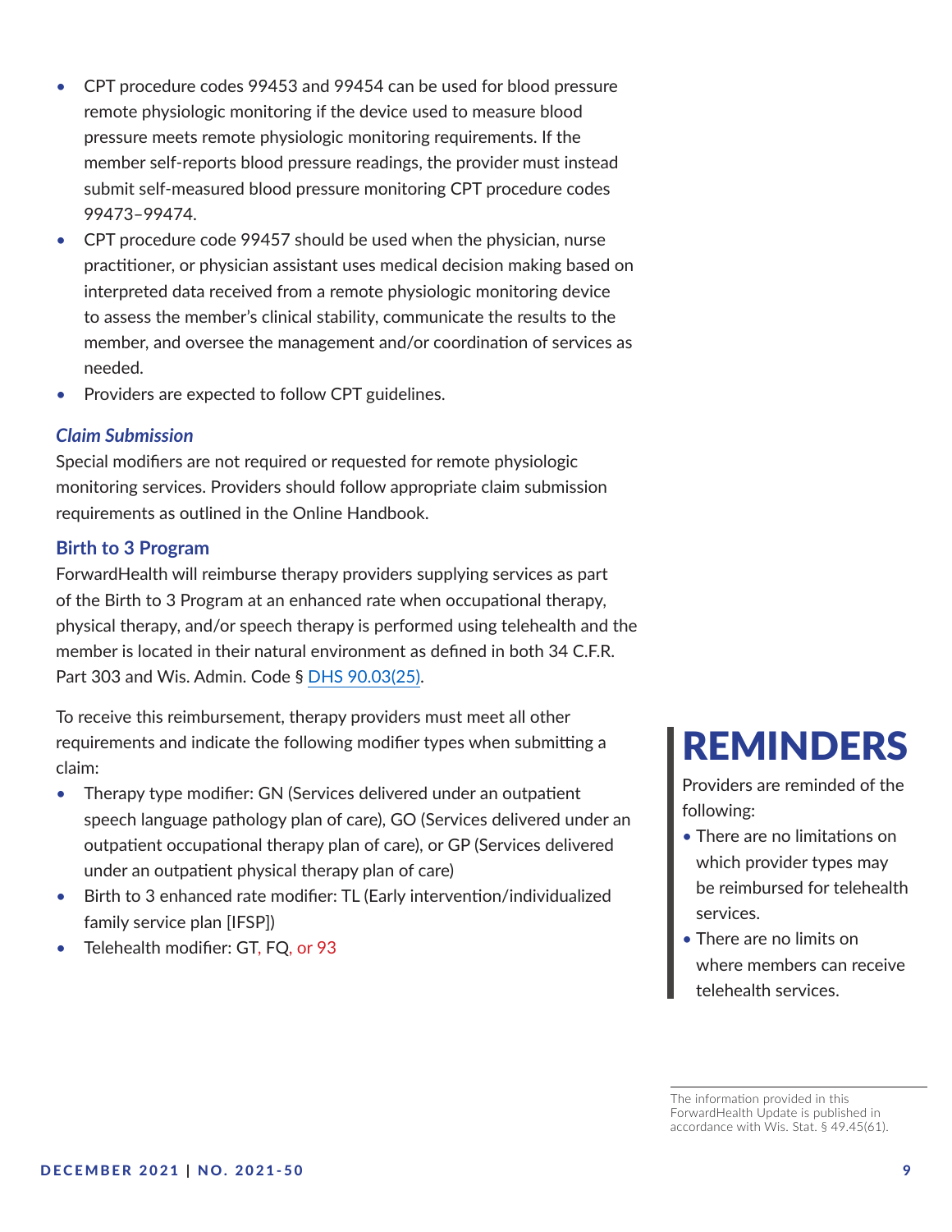- CPT procedure codes 99453 and 99454 can be used for blood pressure remote physiologic monitoring if the device used to measure blood pressure meets remote physiologic monitoring requirements. If the member self-reports blood pressure readings, the provider must instead submit self-measured blood pressure monitoring CPT procedure codes 99473–99474.
- CPT procedure code 99457 should be used when the physician, nurse practitioner, or physician assistant uses medical decision making based on interpreted data received from a remote physiologic monitoring device to assess the member's clinical stability, communicate the results to the member, and oversee the management and/or coordination of services as needed.
- Providers are expected to follow CPT guidelines.

#### *Claim Submission*

Special modifiers are not required or requested for remote physiologic monitoring services. Providers should follow appropriate claim submission requirements as outlined in the Online Handbook.

### Birth to 3 Program

ForwardHealth will reimburse therapy providers supplying services as part of the Birth to 3 Program at an enhanced rate when occupational therapy, physical therapy, and/or speech therapy is performed using telehealth and the member is located in their natural environment as defined in both 34 C.F.R. Part 303 and Wis. Admin. Code § DHS 90.03(25).

To receive this reimbursement, therapy providers must meet all other requirements and indicate the following modifier types when submitting a claim:

- Therapy type modifier: GN (Services delivered under an outpatient speech language pathology plan of care), GO (Services delivered under an outpatient occupational therapy plan of care), or GP (Services delivered under an outpatient physical therapy plan of care)
- Birth to 3 enhanced rate modifier: TL (Early intervention/individualized family service plan [IFSP])
- Telehealth modifier: GT, FQ, or 93

## REMINDERS

Providers are reminded of the following:

- There are no limitations on which provider types may be reimbursed for telehealth services.
- There are no limits on where members can receive telehealth services.

The information provided in this ForwardHealth Update is published in accordance with Wis. Stat. § 49.45(61).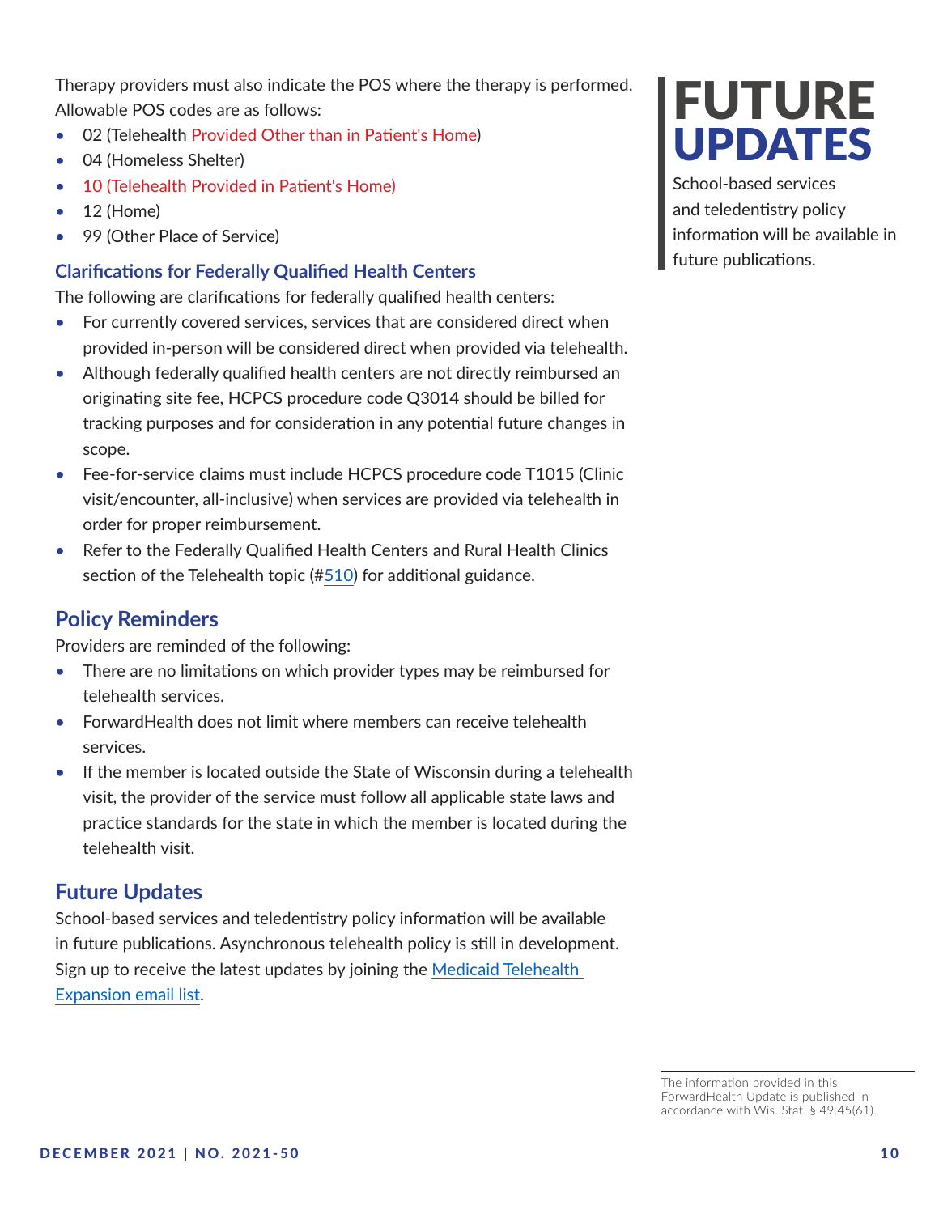Therapy providers must also indicate the POS where the therapy is performed. Allowable POS codes are as follows:

- 02 (Telehealth Provided Other than in Patient's Home)
- 04 (Homeless Shelter)
- 10 (Telehealth Provided in Patient's Home)
- 12 (Home)
- 99 (Other Place of Service)

### Clarifications for Federally Qualified Health Centers

The following are clarifications for federally qualified health centers:

- For currently covered services, services that are considered direct when provided in-person will be considered direct when provided via telehealth.
- Although federally qualified health centers are not directly reimbursed an originating site fee, HCPCS procedure code Q3014 should be billed for tracking purposes and for consideration in any potential future changes in scope.
- Fee-for-service claims must include HCPCS procedure code T1015 (Clinic visit/encounter, all-inclusive) when services are provided via telehealth in order for proper reimbursement.
- Refer to the Federally Qualified Health Centers and Rural Health Clinics section of the Telehealth topic (#510) for additional guidance.

## Policy Reminders

Providers are reminded of the following:

- There are no limitations on which provider types may be reimbursed for telehealth services.
- ForwardHealth does not limit where members can receive telehealth services.
- If the member is located outside the State of Wisconsin during a telehealth visit, the provider of the service must follow all applicable state laws and practice standards for the state in which the member is located during the telehealth visit.

## Future Updates

School-based services and teledentistry policy information will be available in future publications. Asynchronous telehealth policy is still in development. Sign up to receive the latest updates by joining the Medicaid Telehealth Expansion email list.

# FUTURE UPDATES

School-based services and teledentistry policy information will be available in future publications.

The information provided in this ForwardHealth Update is published in accordance with Wis. Stat. § 49.45(61).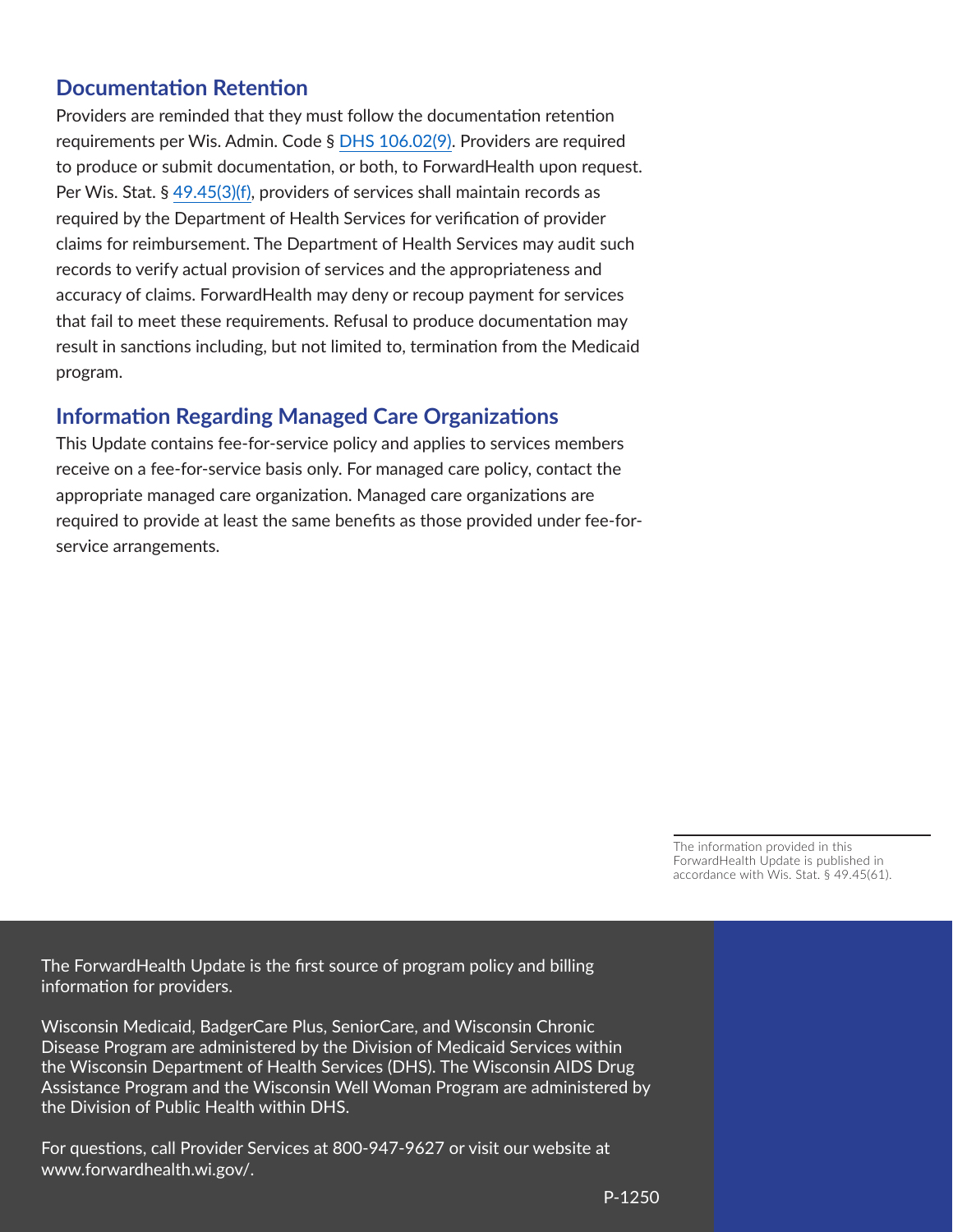## Documentation Retention

Providers are reminded that they must follow the documentation retention requirements per Wis. Admin. Code § DHS 106.02(9). Providers are required to produce or submit documentation, or both, to ForwardHealth upon request. Per Wis. Stat. § 49.45(3)(f), providers of services shall maintain records as required by the Department of Health Services for verification of provider claims for reimbursement. The Department of Health Services may audit such records to verify actual provision of services and the appropriateness and accuracy of claims. ForwardHealth may deny or recoup payment for services that fail to meet these requirements. Refusal to produce documentation may result in sanctions including, but not limited to, termination from the Medicaid program.

## Information Regarding Managed Care Organizations

This Update contains fee-for-service policy and applies to services members receive on a fee-for-service basis only. For managed care policy, contact the appropriate managed care organization. Managed care organizations are required to provide at least the same benefits as those provided under fee-for-service arrangements.

The information provided in this ForwardHealth Update is published in accordance with Wis. Stat. § 49.45(61).

The ForwardHealth Update is the first source of program policy and billing information for providers.

Wisconsin Medicaid, BadgerCare Plus, SeniorCare, and Wisconsin Chronic Disease Program are administered by the Division of Medicaid Services within the Wisconsin Department of Health Services (DHS). The Wisconsin AIDS Drug Assistance Program and the Wisconsin Well Woman Program are administered by the Division of Public Health within DHS.

For questions, call Provider Services at 800-947-9627 or visit our website at www.forwardhealth.wi.gov/.

P-1250